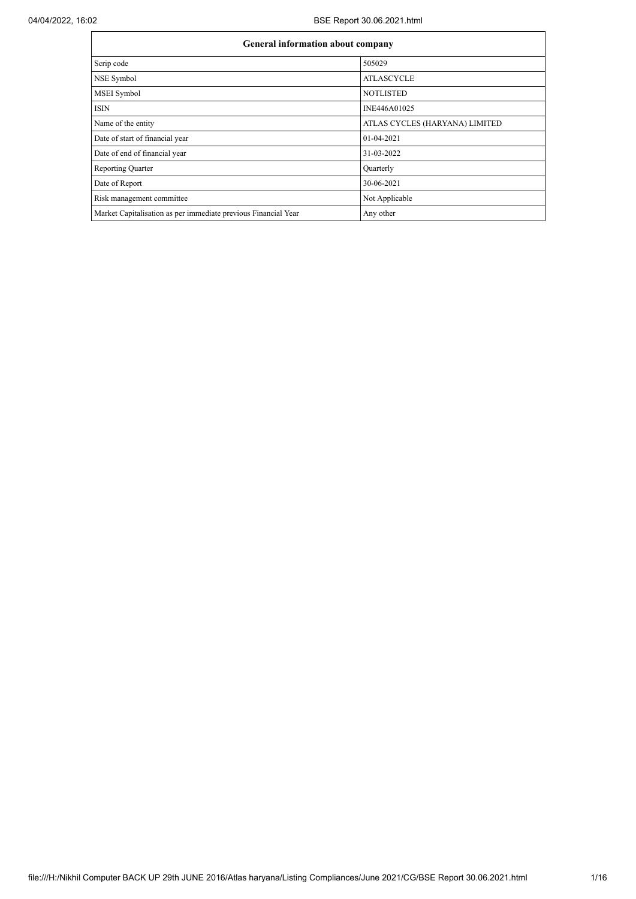| General information about company | |
|---|---|
| Scrip code | 505029 |
| NSE Symbol | ATLASCYCLE |
| MSEI Symbol | NOTLISTED |
| ISIN | INE446A01025 |
| Name of the entity | ATLAS CYCLES (HARYANA) LIMITED |
| Date of start of financial year | 01-04-2021 |
| Date of end of financial year | 31-03-2022 |
| Reporting Quarter | Quarterly |
| Date of Report | 30-06-2021 |
| Risk management committee | Not Applicable |
| Market Capitalisation as per immediate previous Financial Year | Any other |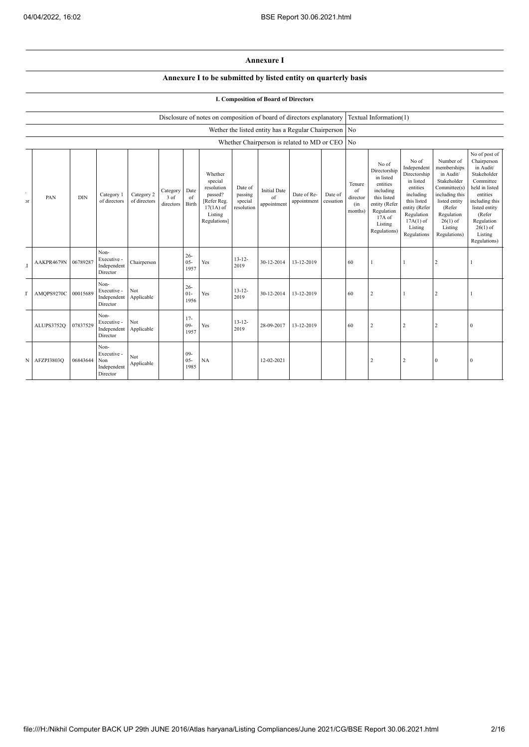## Annexure I

### Annexure I to be submitted by listed entity on quarterly basis

#### I. Composition of Board of Directors

| | |
|---|---|
| Disclosure of notes on composition of board of directors explanatory | Textual Information(1) |
| Wether the listed entity has a Regular Chairperson | No |
| Whether Chairperson is related to MD or CEO | No |

| or | PAN | DIN | Category 1 of directors | Category 2 of directors | Category 3 of directors | Date of Birth | Whether special resolution passed? [Refer Reg. 17(1A) of Listing Regulations] | Date of passing special resolution | Initial Date of appointment | Date of Re-appointment | Date of cessation | Tenure of director (in months) | No of Directorship in listed entities including this listed entity (Refer Regulation 17A of Listing Regulations) | No of Independent Directorship in listed entities including this listed entity (Refer Regulation 17A(1) of Listing Regulations | Number of memberships in Audit/ Stakeholder Committee(s) including this listed entity (Refer Regulation 26(1) of Listing Regulations) | No of post of Chairperson in Audit/ Stakeholder Committee held in listed entities including this listed entity (Refer Regulation 26(1) of Listing Regulations) |
|---|---|---|---|---|---|---|---|---|---|---|---|---|---|---|---|---|
| .I | AAKPR4679N | 06789287 | Non-Executive - Independent Director | Chairperson | | 26-05-1957 | Yes | 13-12-2019 | 30-12-2014 | 13-12-2019 | | 60 | 1 | 1 | 2 | 1 |
| T | AMQPS9270C | 00015689 | Non-Executive - Independent Director | Not Applicable | | 26-01-1956 | Yes | 13-12-2019 | 30-12-2014 | 13-12-2019 | | 60 | 2 | 1 | 2 | 1 |
| | ALUPS3752Q | 07837529 | Non-Executive - Independent Director | Not Applicable | | 17-09-1957 | Yes | 13-12-2019 | 28-09-2017 | 13-12-2019 | | 60 | 2 | 2 | 2 | 0 |
| N | AFZPJ3803Q | 06843644 | Non-Executive - Non Independent Director | Not Applicable | | 09-05-1985 | NA | | 12-02-2021 | | | | 2 | 2 | 0 | 0 |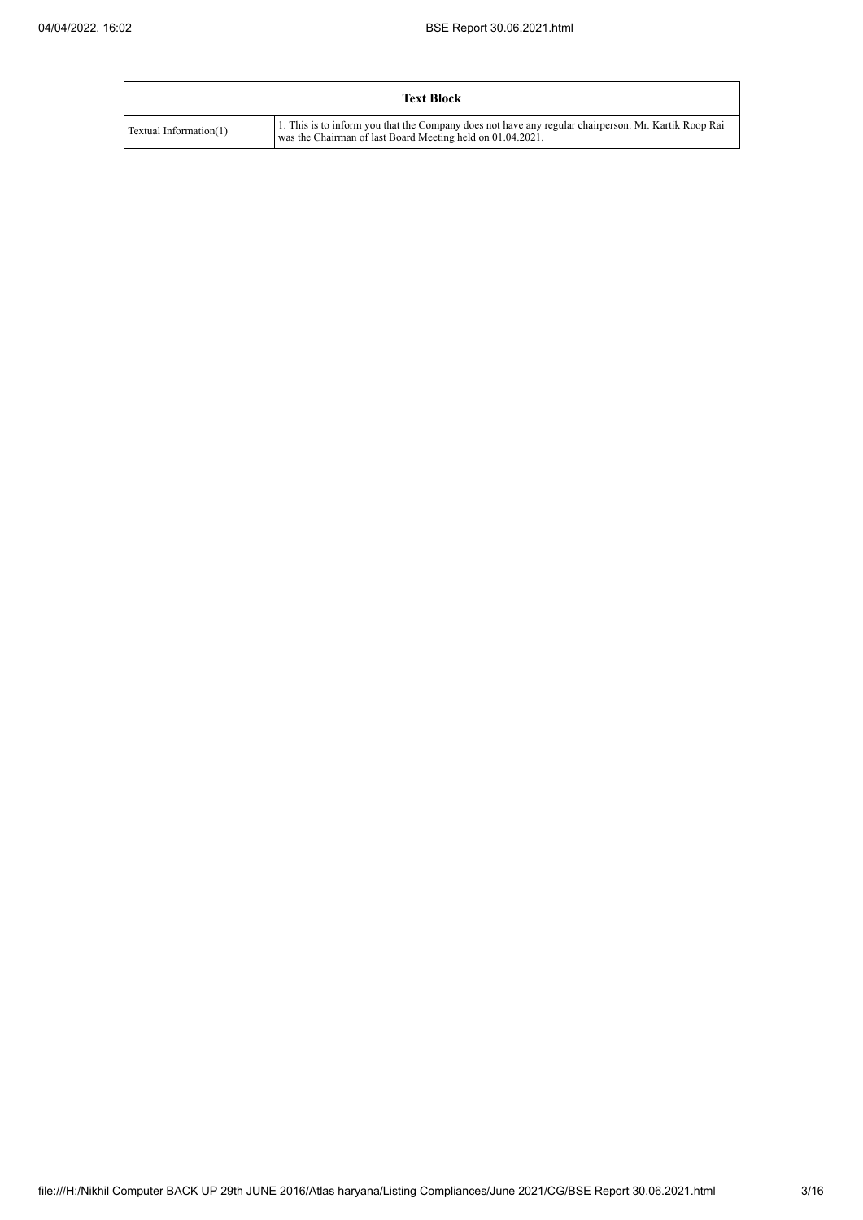| Text Block | |
|---|---|
| Textual Information(1) | 1. This is to inform you that the Company does not have any regular chairperson. Mr. Kartik Roop Rai was the Chairman of last Board Meeting held on 01.04.2021. |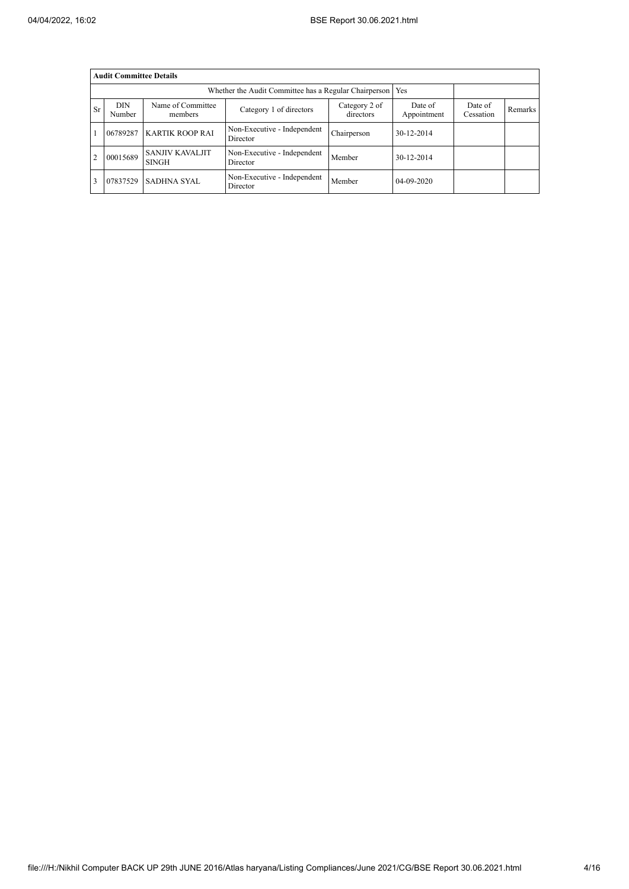| Audit Committee Details | | | | | | | |
|---|---|---|---|---|---|---|---|
| Whether the Audit Committee has a Regular Chairperson | | | | | Yes | | |
| Sr | DIN Number | Name of Committee members | Category 1 of directors | Category 2 of directors | Date of Appointment | Date of Cessation | Remarks |
| 1 | 06789287 | KARTIK ROOP RAI | Non-Executive - Independent Director | Chairperson | 30-12-2014 | | |
| 2 | 00015689 | SANJIV KAVALJIT SINGH | Non-Executive - Independent Director | Member | 30-12-2014 | | |
| 3 | 07837529 | SADHNA SYAL | Non-Executive - Independent Director | Member | 04-09-2020 | | |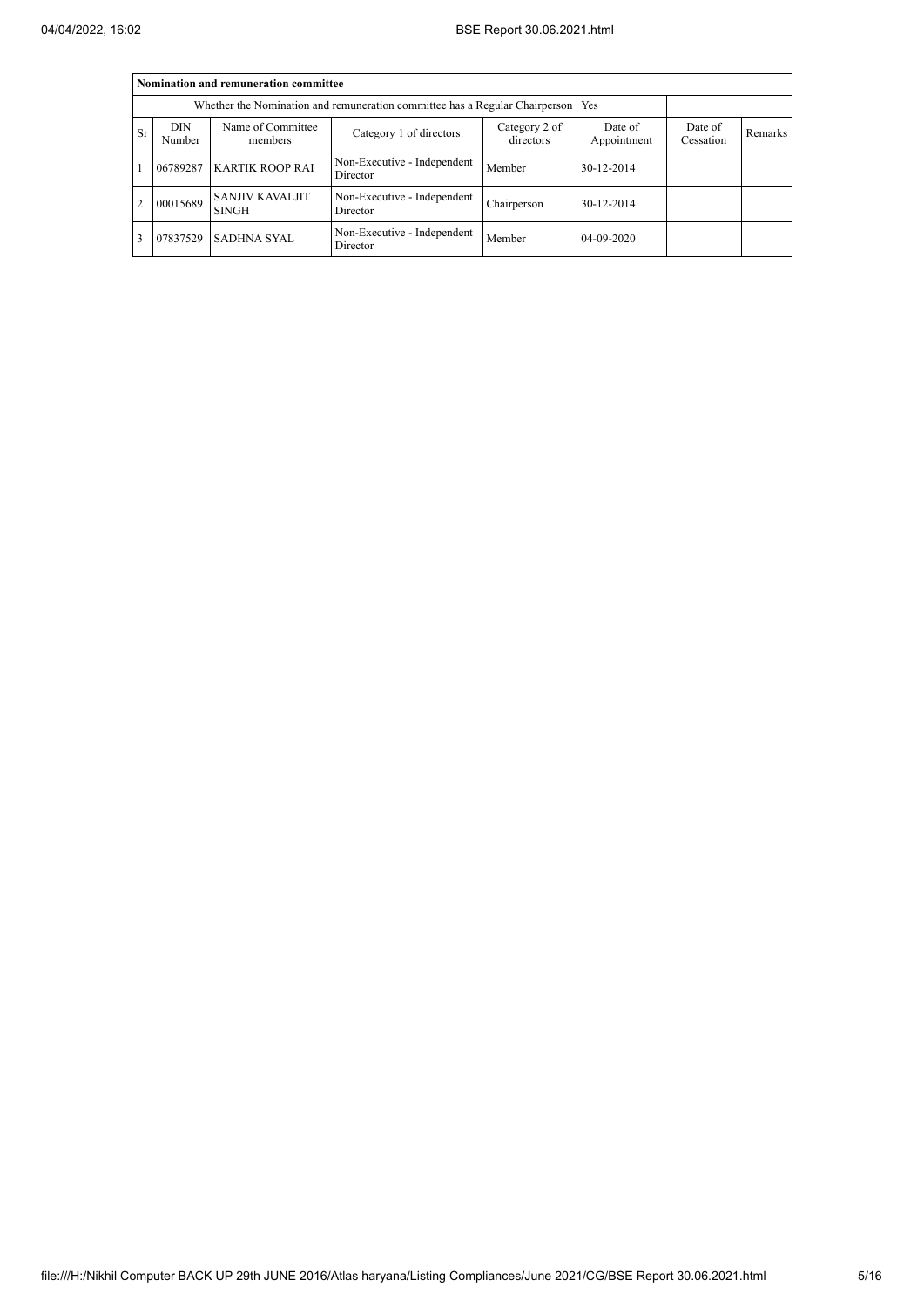| Nomination and remuneration committee | | | | | | | |
|---|---|---|---|---|---|---|---|
| Whether the Nomination and remuneration committee has a Regular Chairperson | | | | | Yes | | |
| Sr | DIN Number | Name of Committee members | Category 1 of directors | Category 2 of directors | Date of Appointment | Date of Cessation | Remarks |
| 1 | 06789287 | KARTIK ROOP RAI | Non-Executive - Independent Director | Member | 30-12-2014 | | |
| 2 | 00015689 | SANJIV KAVALJIT SINGH | Non-Executive - Independent Director | Chairperson | 30-12-2014 | | |
| 3 | 07837529 | SADHNA SYAL | Non-Executive - Independent Director | Member | 04-09-2020 | | |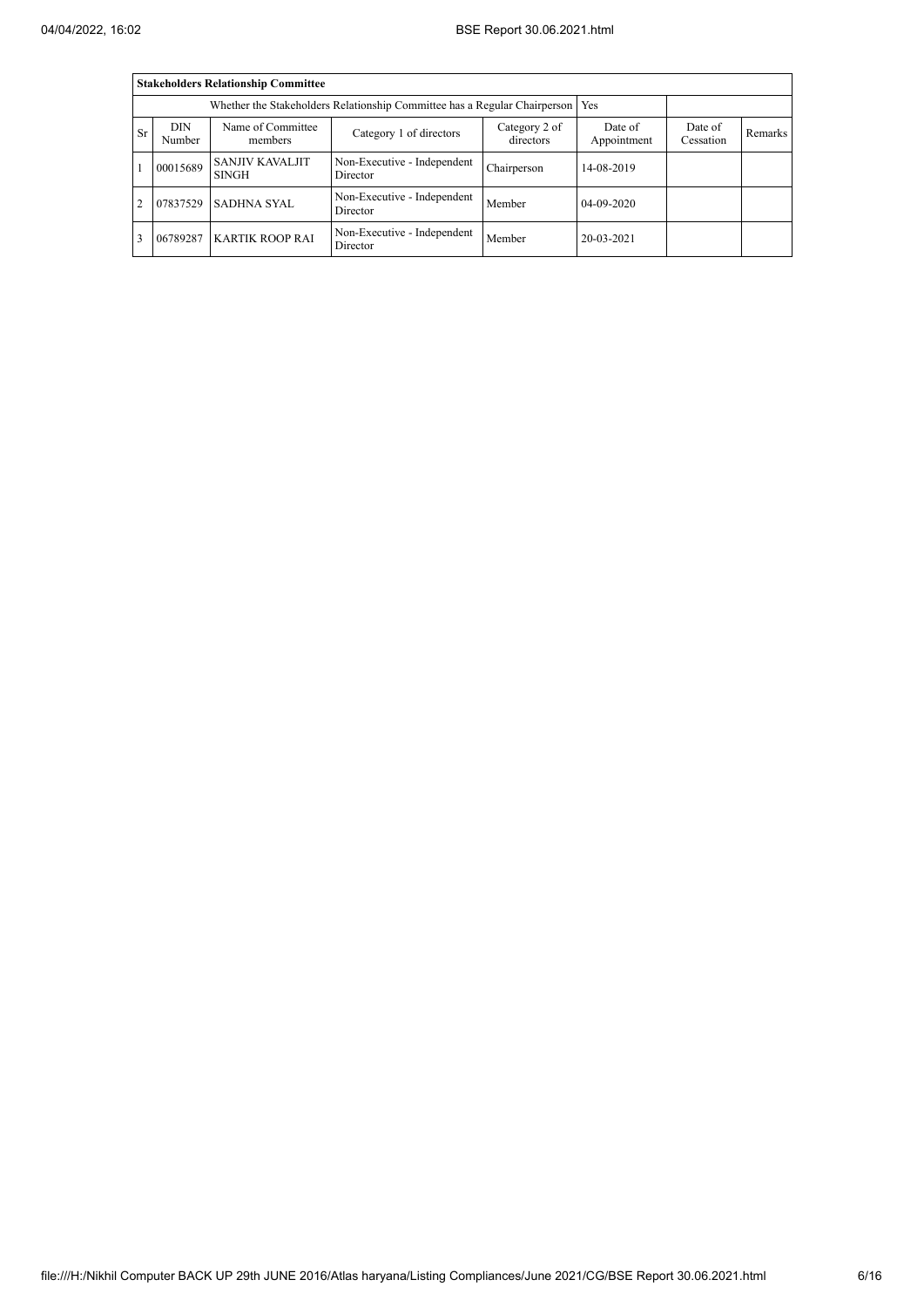| Stakeholders Relationship Committee | | | | | | | |
|---|---|---|---|---|---|---|---|
| Whether the Stakeholders Relationship Committee has a Regular Chairperson | | | | | Yes | | |
| Sr | DIN Number | Name of Committee members | Category 1 of directors | Category 2 of directors | Date of Appointment | Date of Cessation | Remarks |
| 1 | 00015689 | SANJIV KAVALJIT SINGH | Non-Executive - Independent Director | Chairperson | 14-08-2019 | | |
| 2 | 07837529 | SADHNA SYAL | Non-Executive - Independent Director | Member | 04-09-2020 | | |
| 3 | 06789287 | KARTIK ROOP RAI | Non-Executive - Independent Director | Member | 20-03-2021 | | |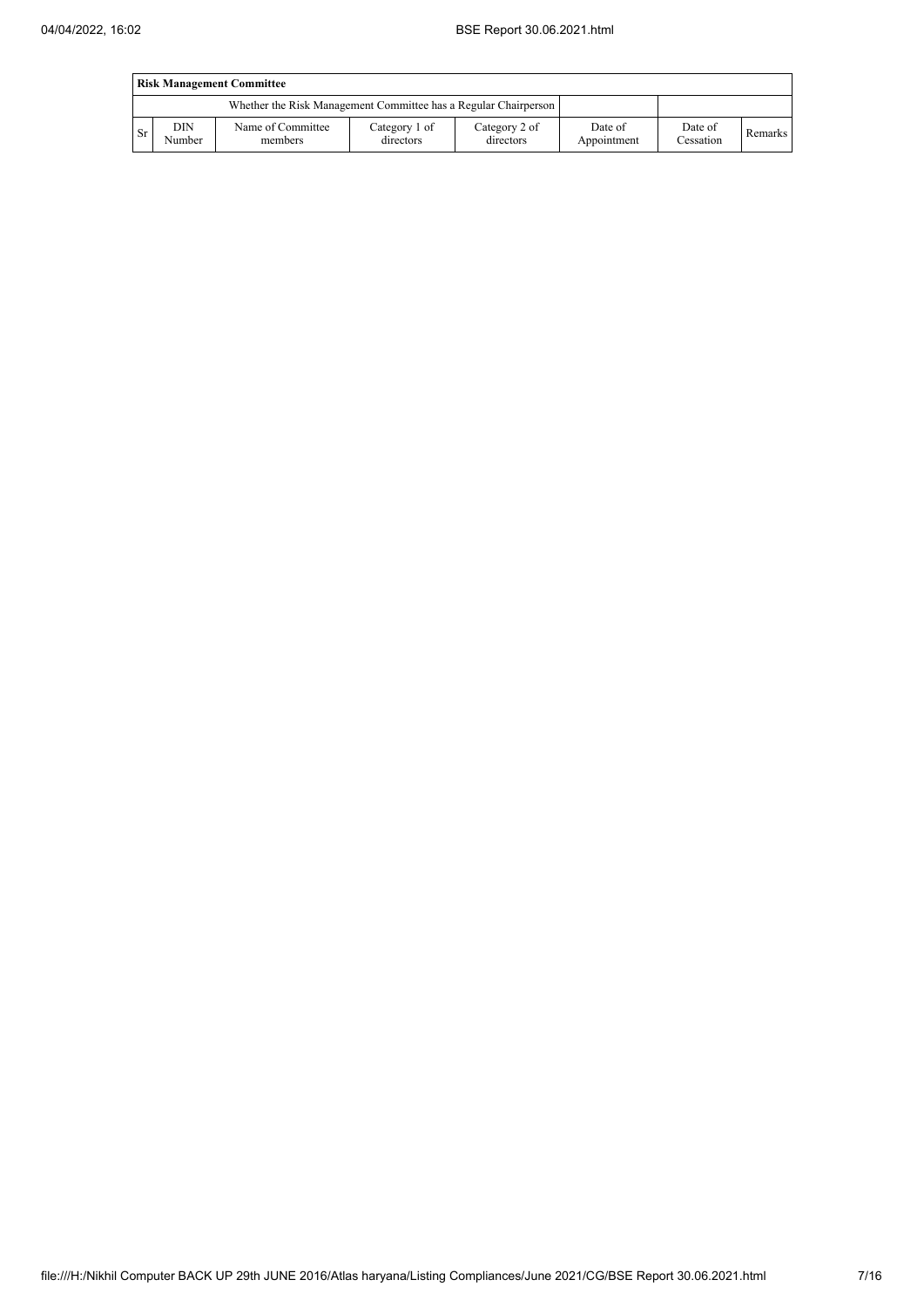| **Risk Management Committee** | | | | | | | |
|---|---|---|---|---|---|---|---|
| Whether the Risk Management Committee has a Regular Chairperson | | | | | | | |
| Sr | DIN Number | Name of Committee members | Category 1 of directors | Category 2 of directors | Date of Appointment | Date of Cessation | Remarks |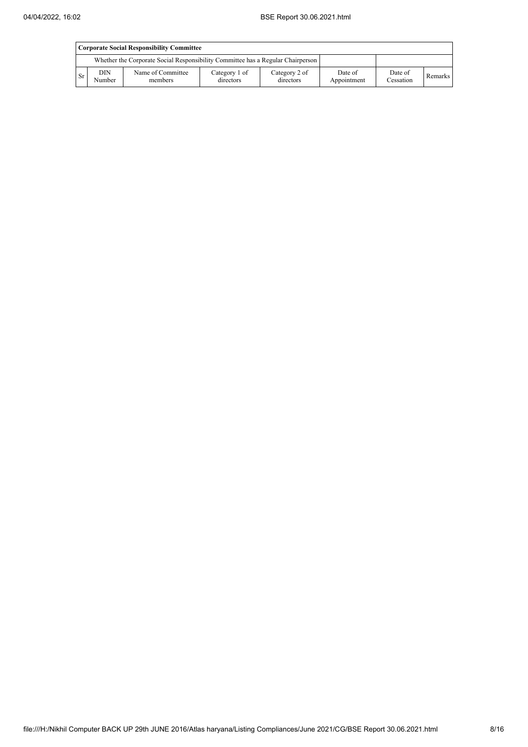| Corporate Social Responsibility Committee | | | | | | | |
|---|---|---|---|---|---|---|---|
| Whether the Corporate Social Responsibility Committee has a Regular Chairperson | | | | | | | |
| Sr | DIN Number | Name of Committee members | Category 1 of directors | Category 2 of directors | Date of Appointment | Date of Cessation | Remarks |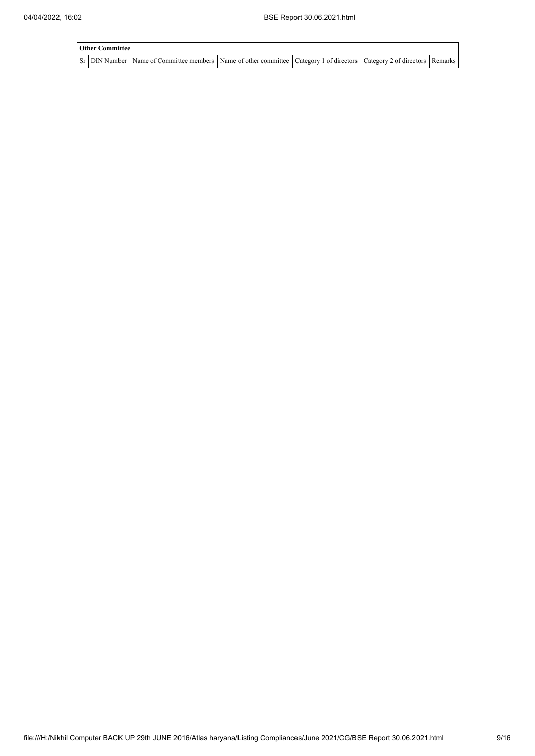| Other Committee | | | | | | |
|---|---|---|---|---|---|---|
| Sr | DIN Number | Name of Committee members | Name of other committee | Category 1 of directors | Category 2 of directors | Remarks |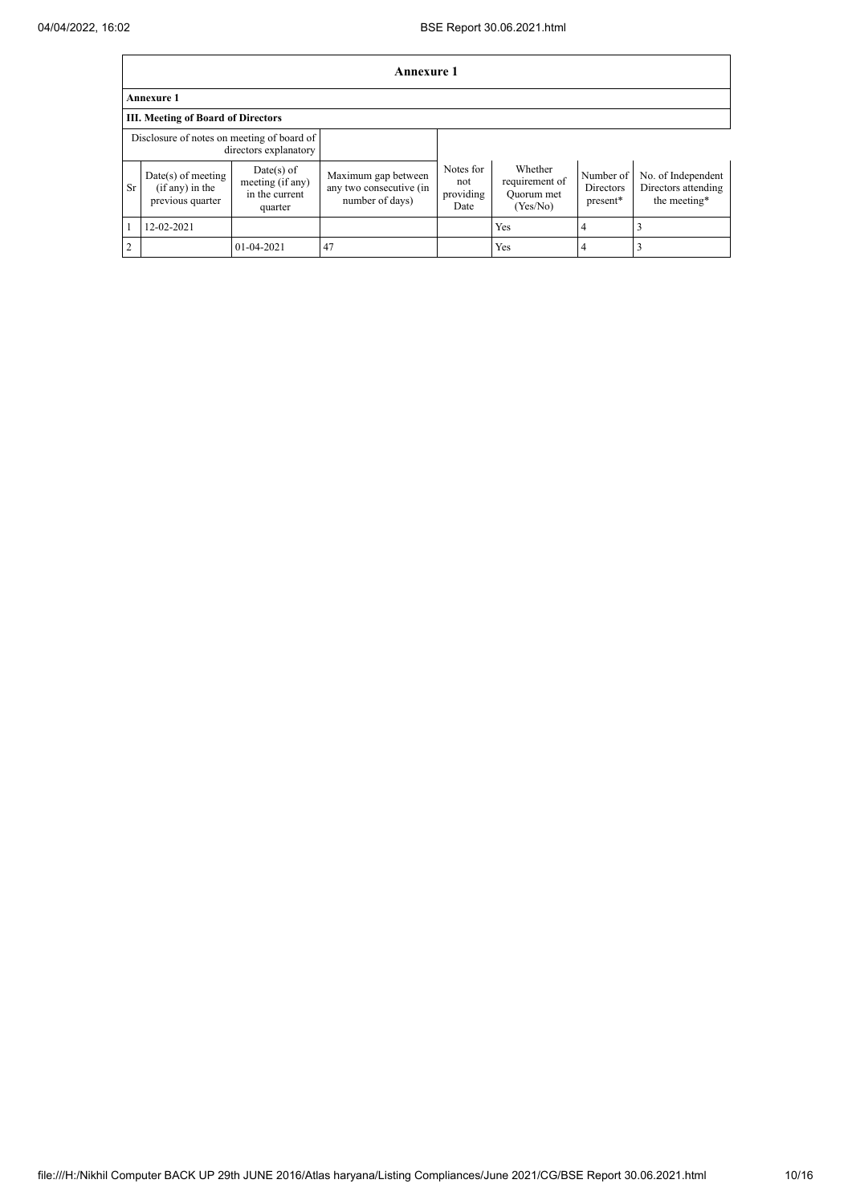## Annexure 1

**Annexure 1**

**III. Meeting of Board of Directors**

| Disclosure of notes on meeting of board of directors explanatory | | | | | | | |
|---|---|---|---|---|---|---|---|
| Sr | Date(s) of meeting (if any) in the previous quarter | Date(s) of meeting (if any) in the current quarter | Maximum gap between any two consecutive (in number of days) | Notes for not providing Date | Whether requirement of Quorum met (Yes/No) | Number of Directors present* | No. of Independent Directors attending the meeting* |
| 1 | 12-02-2021 | | | | Yes | 4 | 3 |
| 2 | | 01-04-2021 | 47 | | Yes | 4 | 3 |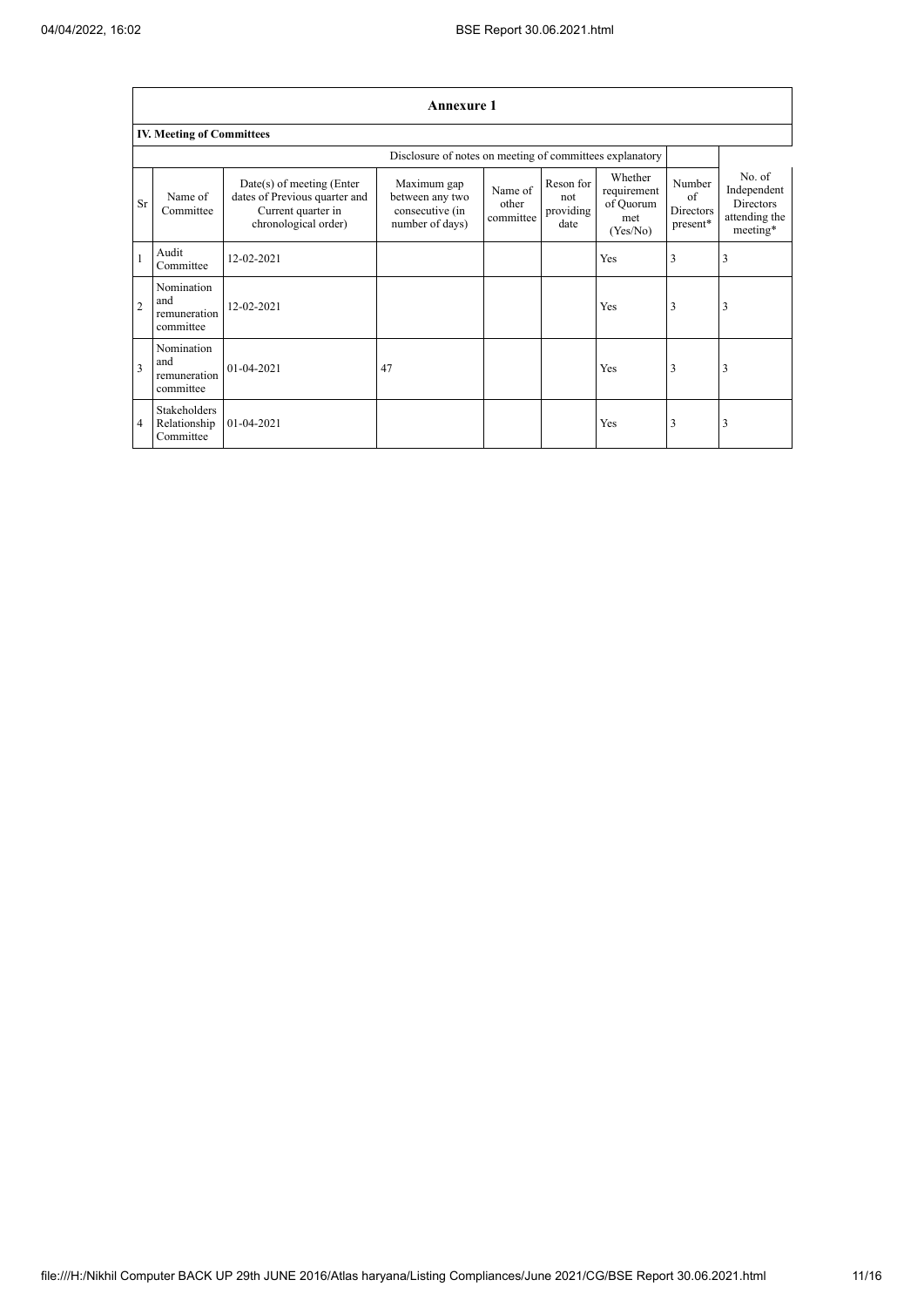## Annexure 1

### IV. Meeting of Committees

| | | | Disclosure of notes on meeting of committees explanatory | | | | | | |
|---|---|---|---|---|---|---|---|---|---|
| Sr | Name of Committee | Date(s) of meeting (Enter dates of Previous quarter and Current quarter in chronological order) | Maximum gap between any two consecutive (in number of days) | Name of other committee | Reson for not providing date | Whether requirement of Quorum met (Yes/No) | Number of Directors present* | No. of Independent Directors attending the meeting* |
| 1 | Audit Committee | 12-02-2021 | | | | Yes | 3 | 3 |
| 2 | Nomination and remuneration committee | 12-02-2021 | | | | Yes | 3 | 3 |
| 3 | Nomination and remuneration committee | 01-04-2021 | 47 | | | Yes | 3 | 3 |
| 4 | Stakeholders Relationship Committee | 01-04-2021 | | | | Yes | 3 | 3 |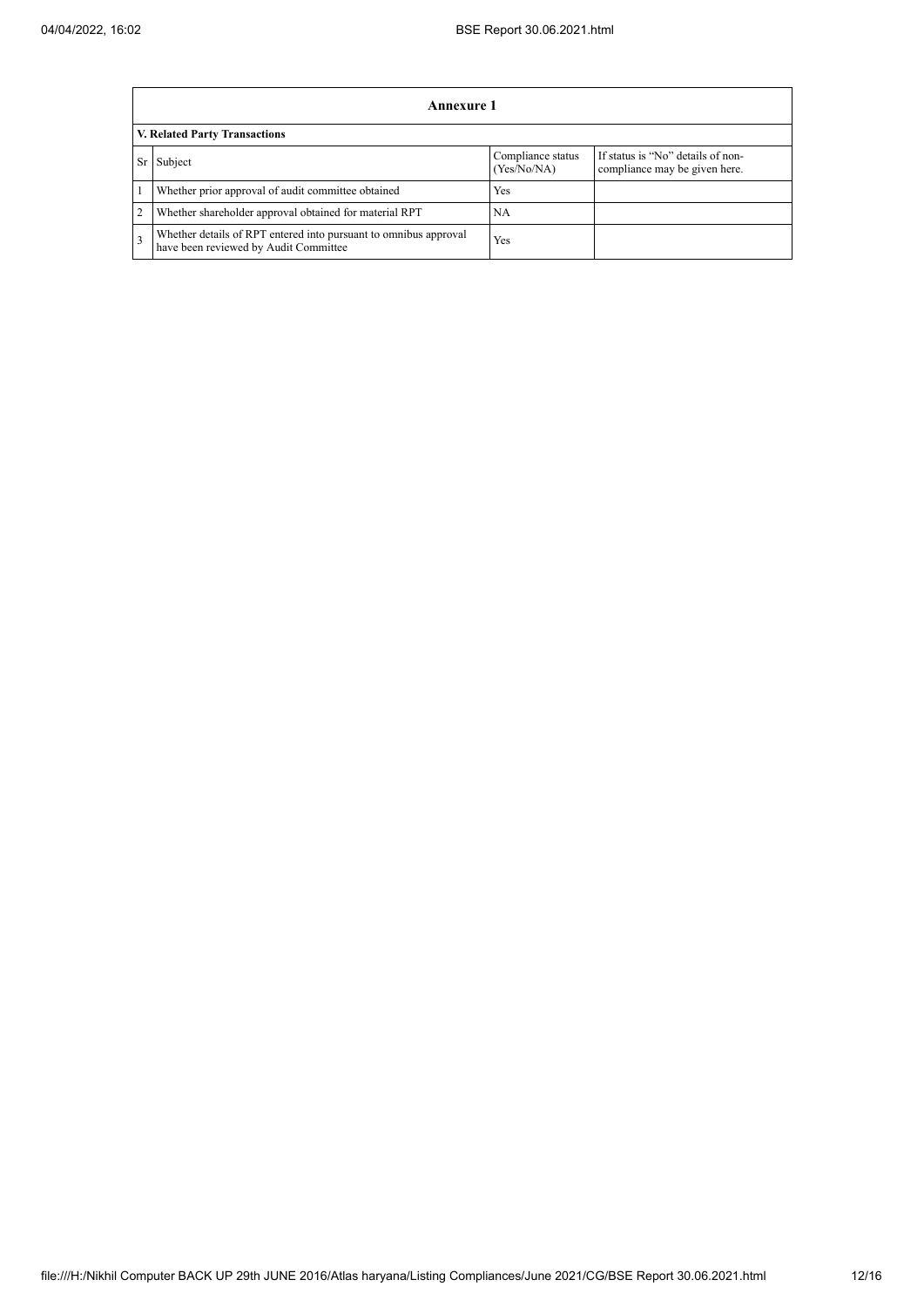## Annexure 1

### V. Related Party Transactions

| Sr | Subject | Compliance status (Yes/No/NA) | If status is "No" details of non-compliance may be given here. |
|---|---|---|---|
| 1 | Whether prior approval of audit committee obtained | Yes | |
| 2 | Whether shareholder approval obtained for material RPT | NA | |
| 3 | Whether details of RPT entered into pursuant to omnibus approval have been reviewed by Audit Committee | Yes | |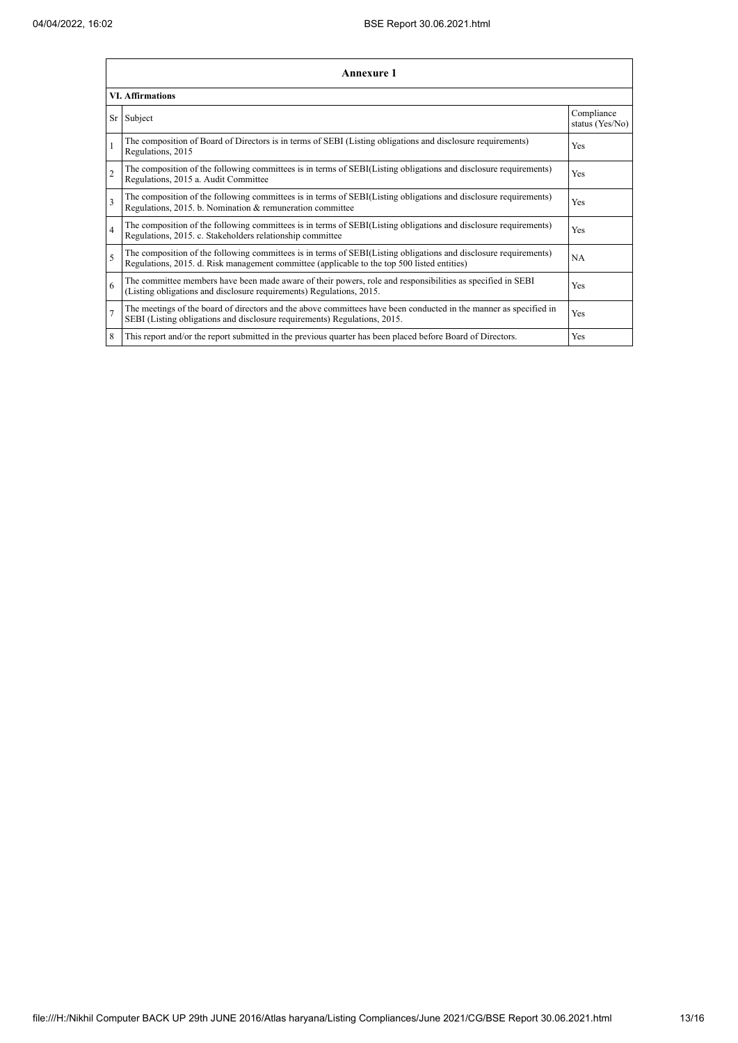| Annexure 1 | | |
|---|---|---|
| **VI. Affirmations** | | |
| Sr | Subject | Compliance status (Yes/No) |
| 1 | The composition of Board of Directors is in terms of SEBI (Listing obligations and disclosure requirements) Regulations, 2015 | Yes |
| 2 | The composition of the following committees is in terms of SEBI(Listing obligations and disclosure requirements) Regulations, 2015 a. Audit Committee | Yes |
| 3 | The composition of the following committees is in terms of SEBI(Listing obligations and disclosure requirements) Regulations, 2015. b. Nomination & remuneration committee | Yes |
| 4 | The composition of the following committees is in terms of SEBI(Listing obligations and disclosure requirements) Regulations, 2015. c. Stakeholders relationship committee | Yes |
| 5 | The composition of the following committees is in terms of SEBI(Listing obligations and disclosure requirements) Regulations, 2015. d. Risk management committee (applicable to the top 500 listed entities) | NA |
| 6 | The committee members have been made aware of their powers, role and responsibilities as specified in SEBI (Listing obligations and disclosure requirements) Regulations, 2015. | Yes |
| 7 | The meetings of the board of directors and the above committees have been conducted in the manner as specified in SEBI (Listing obligations and disclosure requirements) Regulations, 2015. | Yes |
| 8 | This report and/or the report submitted in the previous quarter has been placed before Board of Directors. | Yes |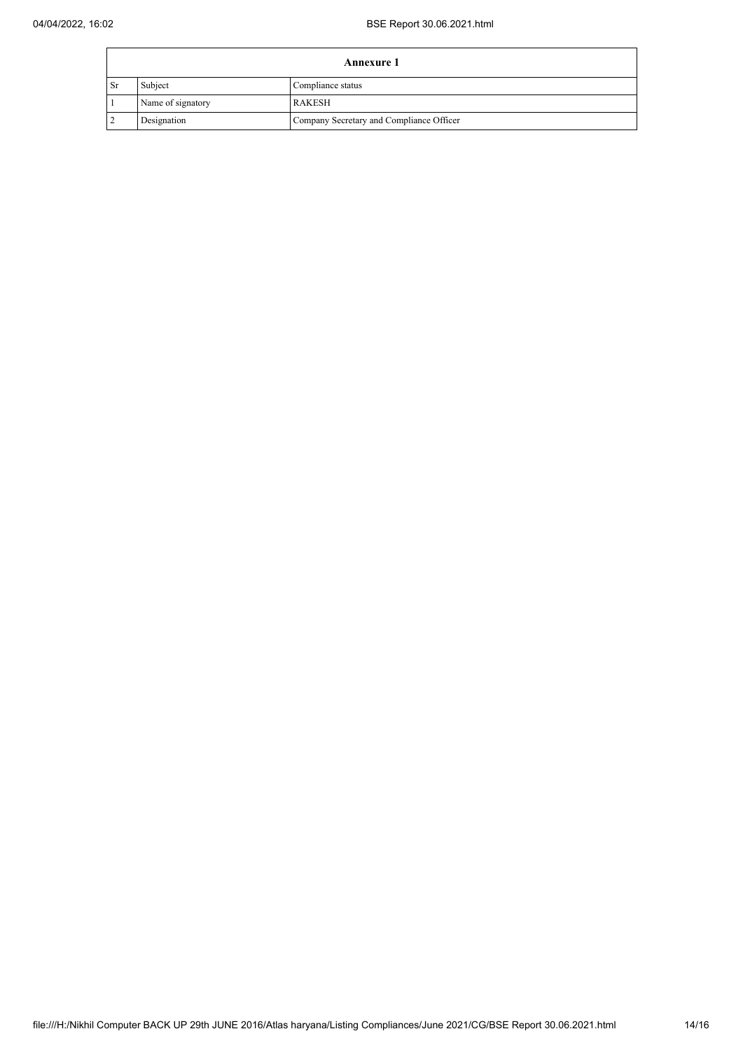| Annexure 1 | | |
|---|---|---|
| Sr | Subject | Compliance status |
| 1 | Name of signatory | RAKESH |
| 2 | Designation | Company Secretary and Compliance Officer |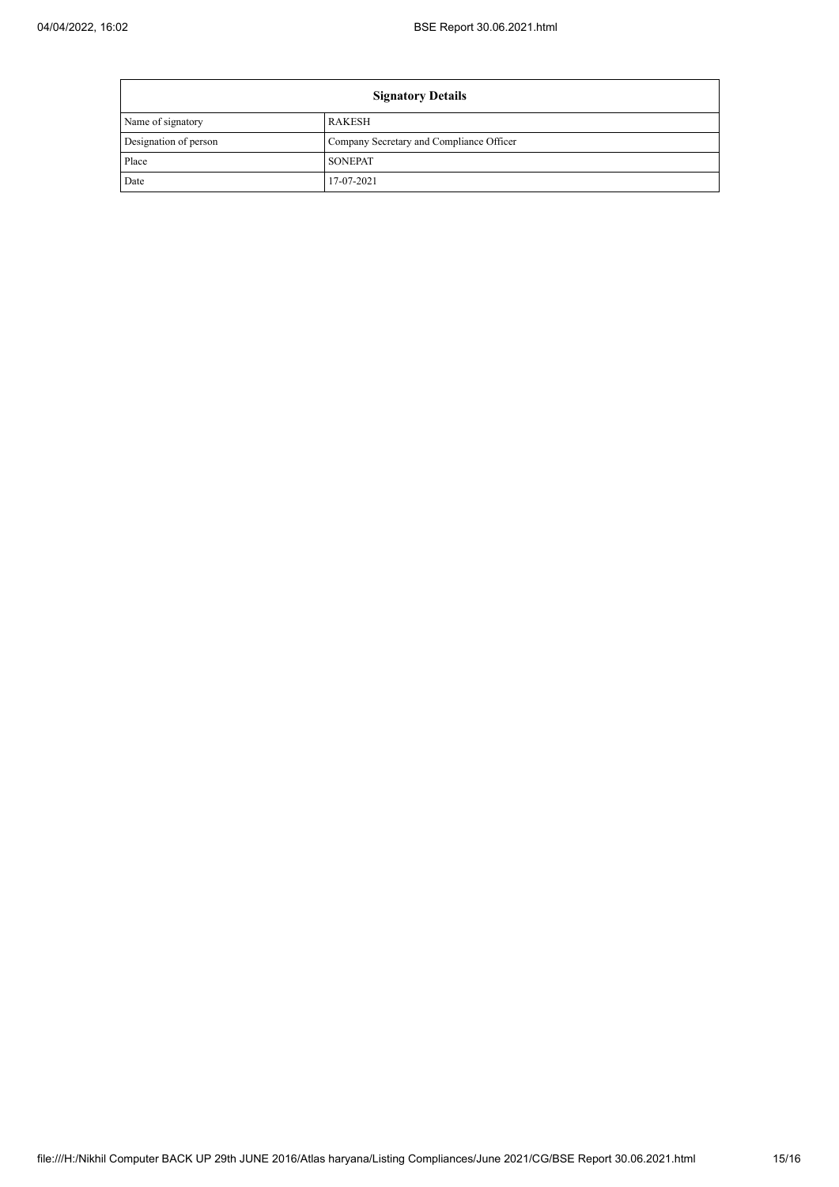| Signatory Details | |
|---|---|
| Name of signatory | RAKESH |
| Designation of person | Company Secretary and Compliance Officer |
| Place | SONEPAT |
| Date | 17-07-2021 |